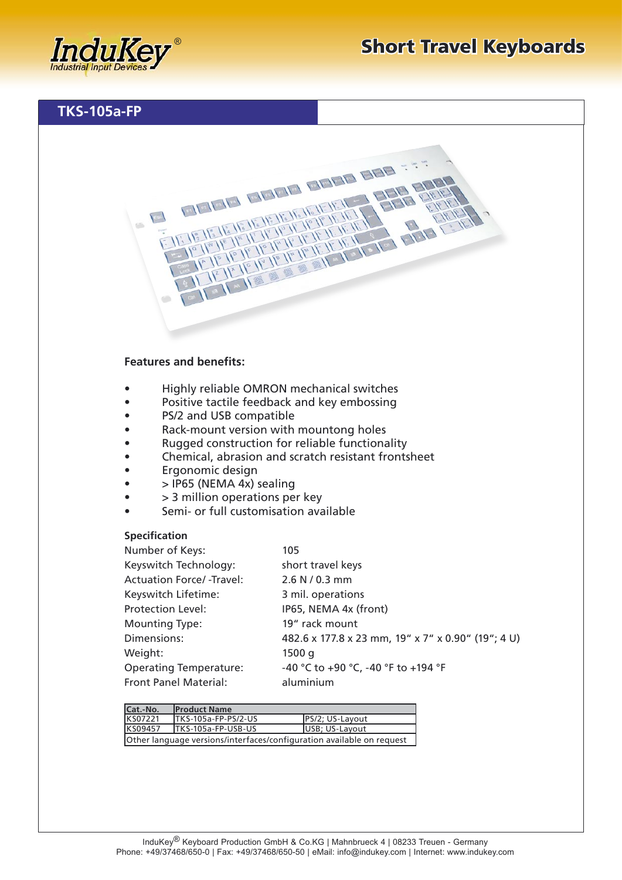# Short Travel Keyboards

## TKS-105a-FP

**Features and benefits:**

- Highly reliable OMRON mechanical switches
- Positive tactile feedback and key embossing
- PS/2 and USB compatible
- Rack-mount version with mountong holes
- Rugged construction for reliable functionality
- Chemical, abrasion and scratch resistant frontsheet
- Ergonomic design
- > IP65 (NEMA 4x) sealing
- > 3 million operations per key
- Semi- or full customisation available

**Specification**

| | |
|---|---|
| Number of Keys: | 105 |
| Keyswitch Technology: | short travel keys |
| Actuation Force/ -Travel: | 2.6 N / 0.3 mm |
| Keyswitch Lifetime: | 3 mil. operations |
| Protection Level: | IP65, NEMA 4x (front) |
| Mounting Type: | 19" rack mount |
| Dimensions: | 482.6 x 177.8 x 23 mm, 19" x 7" x 0.90" (19"; 4 U) |
| Weight: | 1500 g |
| Operating Temperature: | -40 °C to +90 °C, -40 °F to +194 °F |
| Front Panel Material: | aluminium |

| Cat.-No. | Product Name | |
|---|---|---|
| KS07221 | TKS-105a-FP-PS/2-US | PS/2; US-Layout |
| KS09457 | TKS-105a-FP-USB-US | USB; US-Layout |
| Other language versions/interfaces/configuration available on request | | |

InduKey® Keyboard Production GmbH & Co.KG | Mahnbrueck 4 | 08233 Treuen - Germany
Phone: +49/37468/650-0 | Fax: +49/37468/650-50 | eMail: info@indukey.com | Internet: www.indukey.com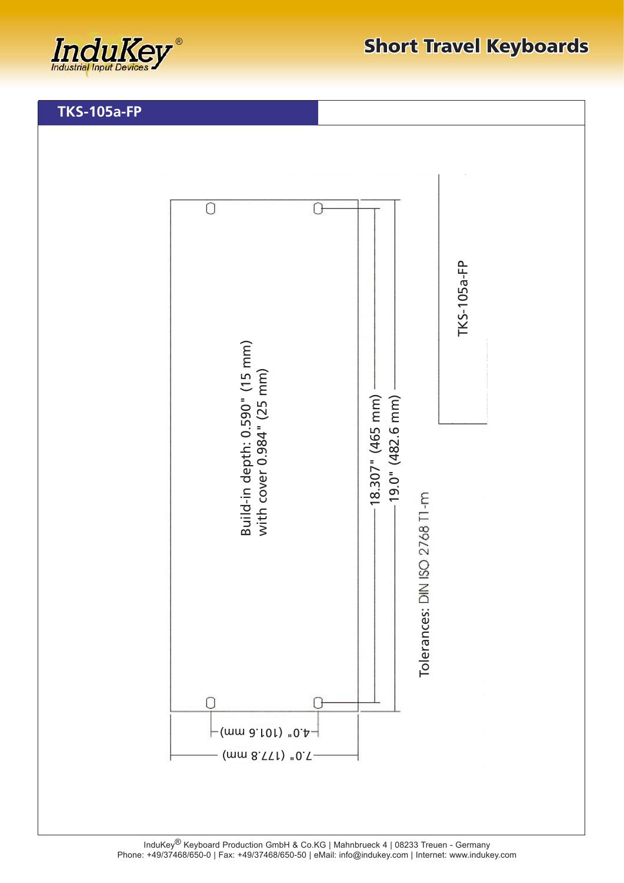## TKS-105a-FP

Build-in depth: 0.590" (15 mm)
with cover 0.984" (25 mm)

18.307" (465 mm)

19.0" (482.6 mm)

Tolerances: DIN ISO 2768 T1-m

TKS-105a-FP

4.0" (101.6 mm)

7.0" (177.8 mm)